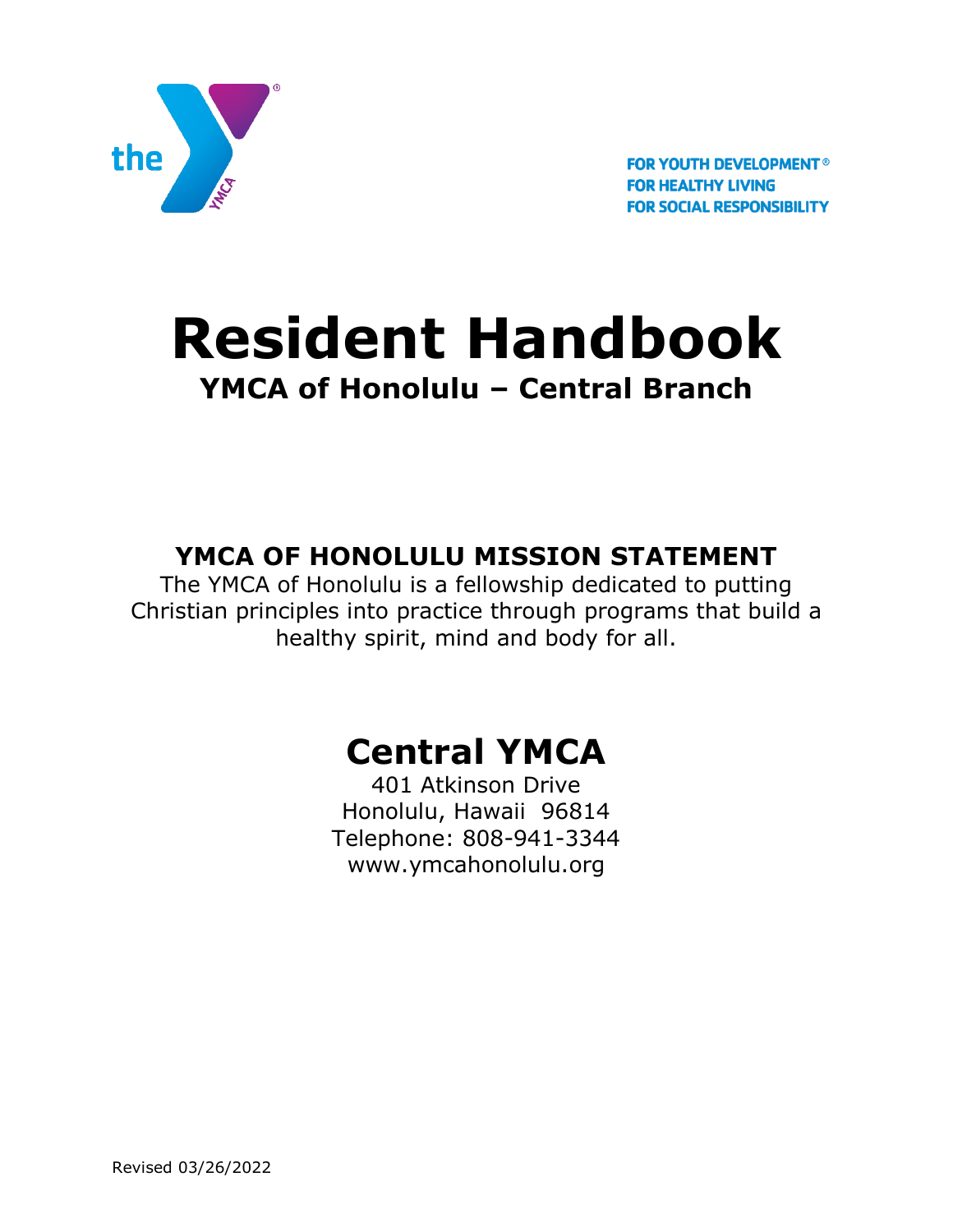the YMCA

FOR YOUTH DEVELOPMENT®
FOR HEALTHY LIVING
FOR SOCIAL RESPONSIBILITY

# Resident Handbook

## YMCA of Honolulu – Central Branch

## YMCA OF HONOLULU MISSION STATEMENT

The YMCA of Honolulu is a fellowship dedicated to putting Christian principles into practice through programs that build a healthy spirit, mind and body for all.

# Central YMCA

401 Atkinson Drive
Honolulu, Hawaii 96814
Telephone: 808-941-3344
www.ymcahonolulu.org

Revised 03/26/2022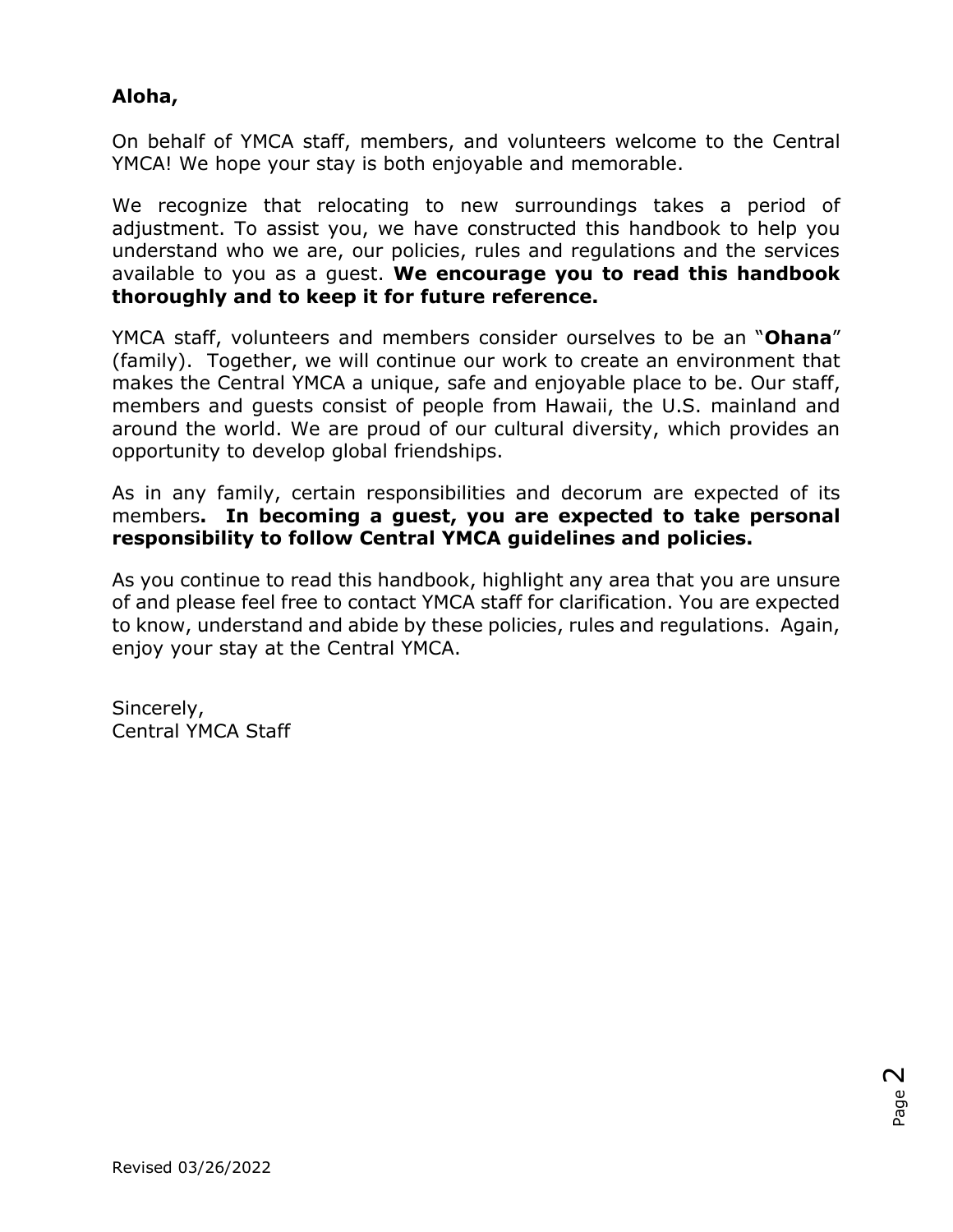**Aloha,**

On behalf of YMCA staff, members, and volunteers welcome to the Central YMCA! We hope your stay is both enjoyable and memorable.

We recognize that relocating to new surroundings takes a period of adjustment. To assist you, we have constructed this handbook to help you understand who we are, our policies, rules and regulations and the services available to you as a guest. **We encourage you to read this handbook thoroughly and to keep it for future reference.**

YMCA staff, volunteers and members consider ourselves to be an "**Ohana**" (family). Together, we will continue our work to create an environment that makes the Central YMCA a unique, safe and enjoyable place to be. Our staff, members and guests consist of people from Hawaii, the U.S. mainland and around the world. We are proud of our cultural diversity, which provides an opportunity to develop global friendships.

As in any family, certain responsibilities and decorum are expected of its members**. In becoming a guest, you are expected to take personal responsibility to follow Central YMCA guidelines and policies.**

As you continue to read this handbook, highlight any area that you are unsure of and please feel free to contact YMCA staff for clarification. You are expected to know, understand and abide by these policies, rules and regulations. Again, enjoy your stay at the Central YMCA.

Sincerely,
Central YMCA Staff

Revised 03/26/2022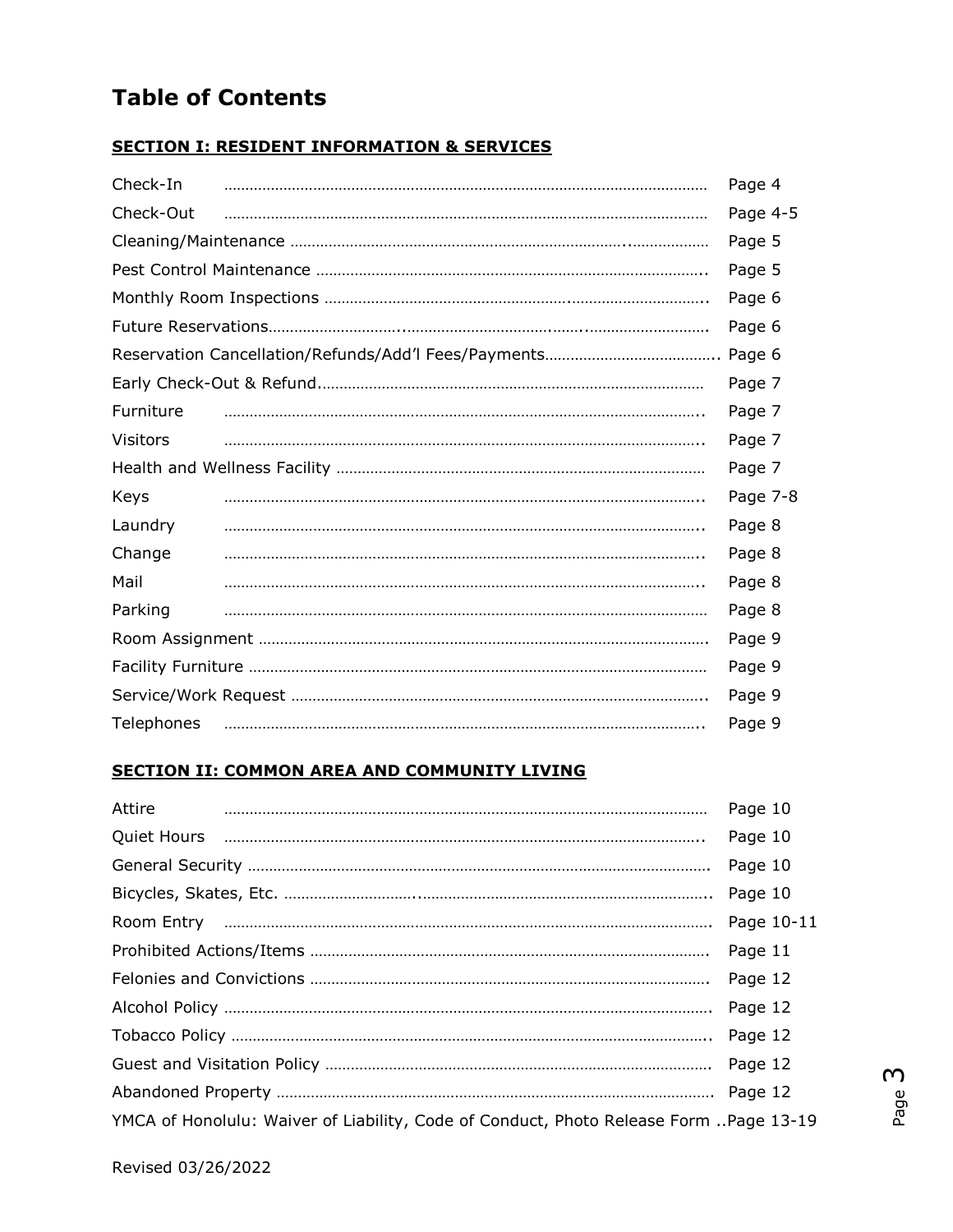# Table of Contents

## SECTION I: RESIDENT INFORMATION & SERVICES

| Item | Page |
|---|---|
| Check-In | Page 4 |
| Check-Out | Page 4-5 |
| Cleaning/Maintenance | Page 5 |
| Pest Control Maintenance | Page 5 |
| Monthly Room Inspections | Page 6 |
| Future Reservations | Page 6 |
| Reservation Cancellation/Refunds/Add'l Fees/Payments | Page 6 |
| Early Check-Out & Refund | Page 7 |
| Furniture | Page 7 |
| Visitors | Page 7 |
| Health and Wellness Facility | Page 7 |
| Keys | Page 7-8 |
| Laundry | Page 8 |
| Change | Page 8 |
| Mail | Page 8 |
| Parking | Page 8 |
| Room Assignment | Page 9 |
| Facility Furniture | Page 9 |
| Service/Work Request | Page 9 |
| Telephones | Page 9 |

## SECTION II: COMMON AREA AND COMMUNITY LIVING

| Item | Page |
|---|---|
| Attire | Page 10 |
| Quiet Hours | Page 10 |
| General Security | Page 10 |
| Bicycles, Skates, Etc. | Page 10 |
| Room Entry | Page 10-11 |
| Prohibited Actions/Items | Page 11 |
| Felonies and Convictions | Page 12 |
| Alcohol Policy | Page 12 |
| Tobacco Policy | Page 12 |
| Guest and Visitation Policy | Page 12 |
| Abandoned Property | Page 12 |
| YMCA of Honolulu: Waiver of Liability, Code of Conduct, Photo Release Form | Page 13-19 |

Revised 03/26/2022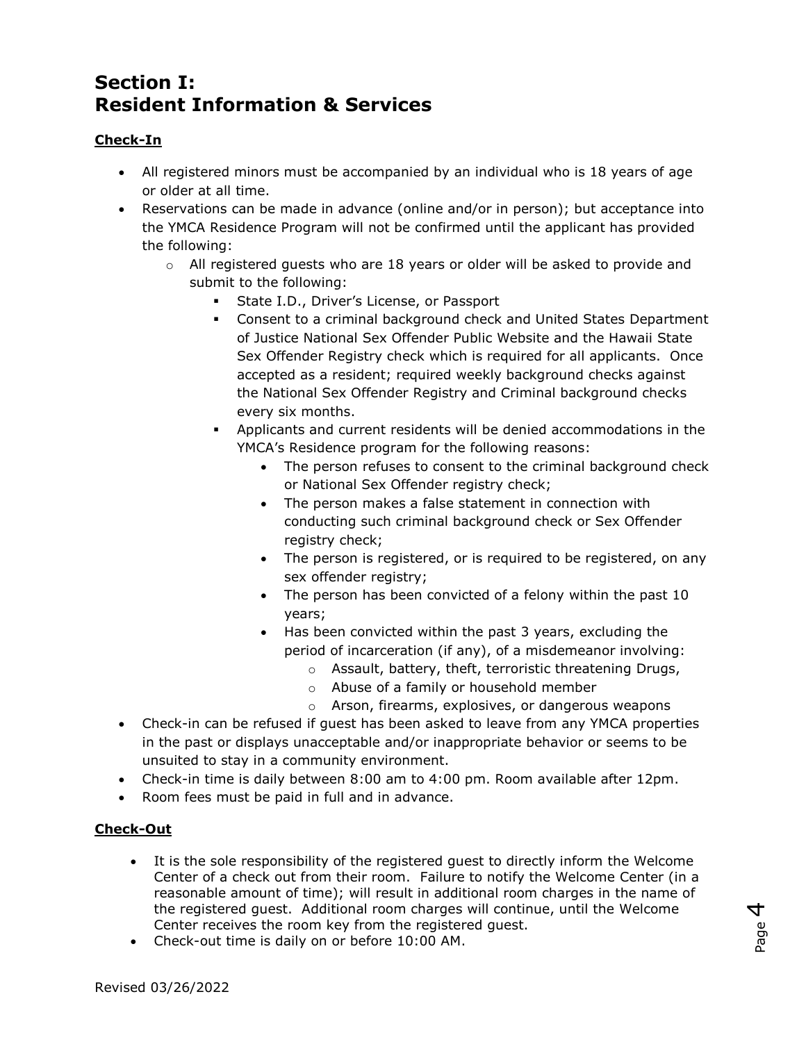# Section I: Resident Information & Services

**Check-In**

- All registered minors must be accompanied by an individual who is 18 years of age or older at all time.
- Reservations can be made in advance (online and/or in person); but acceptance into the YMCA Residence Program will not be confirmed until the applicant has provided the following:
  - All registered guests who are 18 years or older will be asked to provide and submit to the following:
    - State I.D., Driver's License, or Passport
    - Consent to a criminal background check and United States Department of Justice National Sex Offender Public Website and the Hawaii State Sex Offender Registry check which is required for all applicants. Once accepted as a resident; required weekly background checks against the National Sex Offender Registry and Criminal background checks every six months.
    - Applicants and current residents will be denied accommodations in the YMCA's Residence program for the following reasons:
      - The person refuses to consent to the criminal background check or National Sex Offender registry check;
      - The person makes a false statement in connection with conducting such criminal background check or Sex Offender registry check;
      - The person is registered, or is required to be registered, on any sex offender registry;
      - The person has been convicted of a felony within the past 10 years;
      - Has been convicted within the past 3 years, excluding the period of incarceration (if any), of a misdemeanor involving:
        - Assault, battery, theft, terroristic threatening Drugs,
        - Abuse of a family or household member
        - Arson, firearms, explosives, or dangerous weapons
- Check-in can be refused if guest has been asked to leave from any YMCA properties in the past or displays unacceptable and/or inappropriate behavior or seems to be unsuited to stay in a community environment.
- Check-in time is daily between 8:00 am to 4:00 pm. Room available after 12pm.
- Room fees must be paid in full and in advance.

**Check-Out**

- It is the sole responsibility of the registered guest to directly inform the Welcome Center of a check out from their room. Failure to notify the Welcome Center (in a reasonable amount of time); will result in additional room charges in the name of the registered guest. Additional room charges will continue, until the Welcome Center receives the room key from the registered guest.
- Check-out time is daily on or before 10:00 AM.

Revised 03/26/2022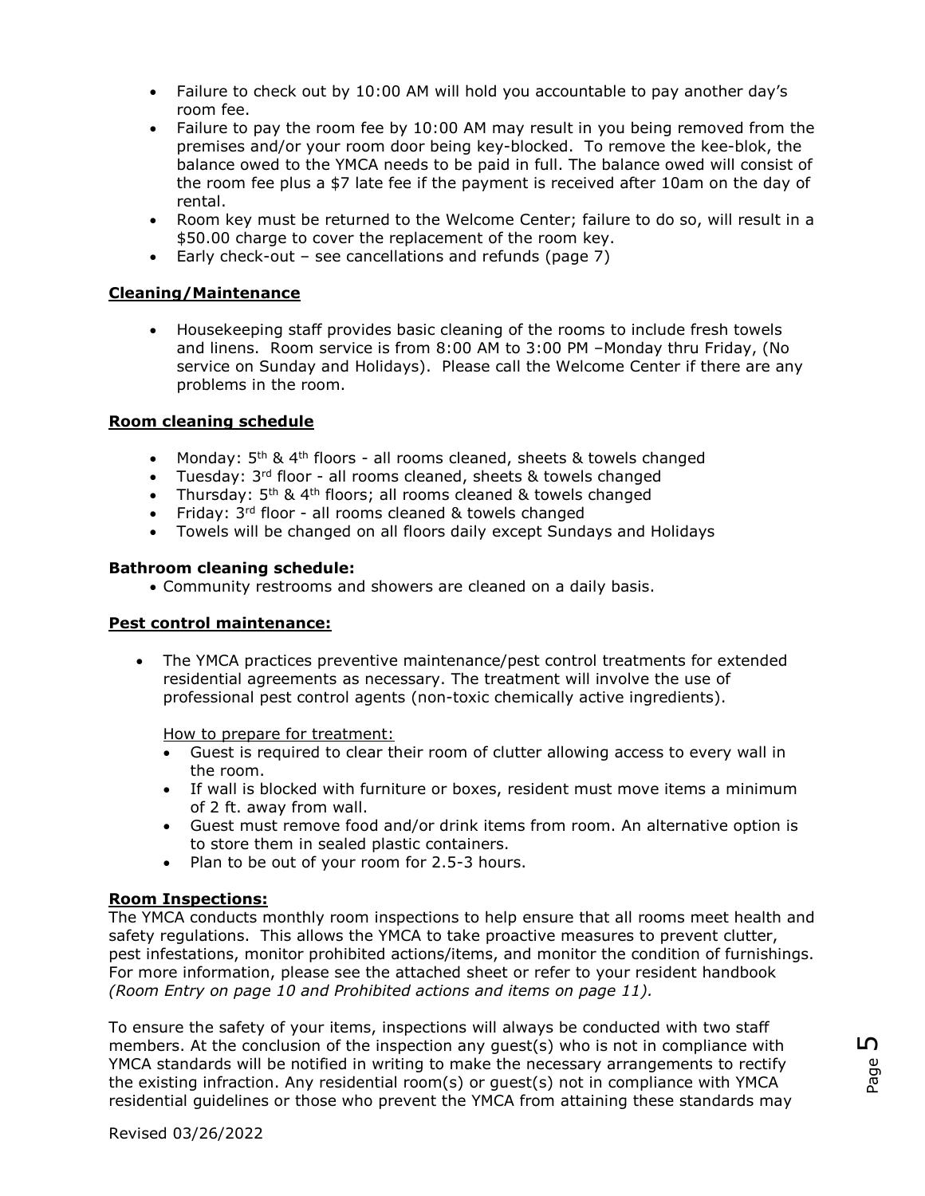- Failure to check out by 10:00 AM will hold you accountable to pay another day's room fee.
- Failure to pay the room fee by 10:00 AM may result in you being removed from the premises and/or your room door being key-blocked. To remove the kee-blok, the balance owed to the YMCA needs to be paid in full. The balance owed will consist of the room fee plus a $7 late fee if the payment is received after 10am on the day of rental.
- Room key must be returned to the Welcome Center; failure to do so, will result in a $50.00 charge to cover the replacement of the room key.
- Early check-out – see cancellations and refunds (page 7)

**Cleaning/Maintenance**

- Housekeeping staff provides basic cleaning of the rooms to include fresh towels and linens. Room service is from 8:00 AM to 3:00 PM –Monday thru Friday, (No service on Sunday and Holidays). Please call the Welcome Center if there are any problems in the room.

**Room cleaning schedule**

- Monday: 5th & 4th floors - all rooms cleaned, sheets & towels changed
- Tuesday: 3rd floor - all rooms cleaned, sheets & towels changed
- Thursday: 5th & 4th floors; all rooms cleaned & towels changed
- Friday: 3rd floor - all rooms cleaned & towels changed
- Towels will be changed on all floors daily except Sundays and Holidays

**Bathroom cleaning schedule:**

- Community restrooms and showers are cleaned on a daily basis.

**Pest control maintenance:**

- The YMCA practices preventive maintenance/pest control treatments for extended residential agreements as necessary. The treatment will involve the use of professional pest control agents (non-toxic chemically active ingredients).

  How to prepare for treatment:
  - Guest is required to clear their room of clutter allowing access to every wall in the room.
  - If wall is blocked with furniture or boxes, resident must move items a minimum of 2 ft. away from wall.
  - Guest must remove food and/or drink items from room. An alternative option is to store them in sealed plastic containers.
  - Plan to be out of your room for 2.5-3 hours.

**Room Inspections:**

The YMCA conducts monthly room inspections to help ensure that all rooms meet health and safety regulations. This allows the YMCA to take proactive measures to prevent clutter, pest infestations, monitor prohibited actions/items, and monitor the condition of furnishings. For more information, please see the attached sheet or refer to your resident handbook *(Room Entry on page 10 and Prohibited actions and items on page 11).*

To ensure the safety of your items, inspections will always be conducted with two staff members. At the conclusion of the inspection any guest(s) who is not in compliance with YMCA standards will be notified in writing to make the necessary arrangements to rectify the existing infraction. Any residential room(s) or guest(s) not in compliance with YMCA residential guidelines or those who prevent the YMCA from attaining these standards may

Revised 03/26/2022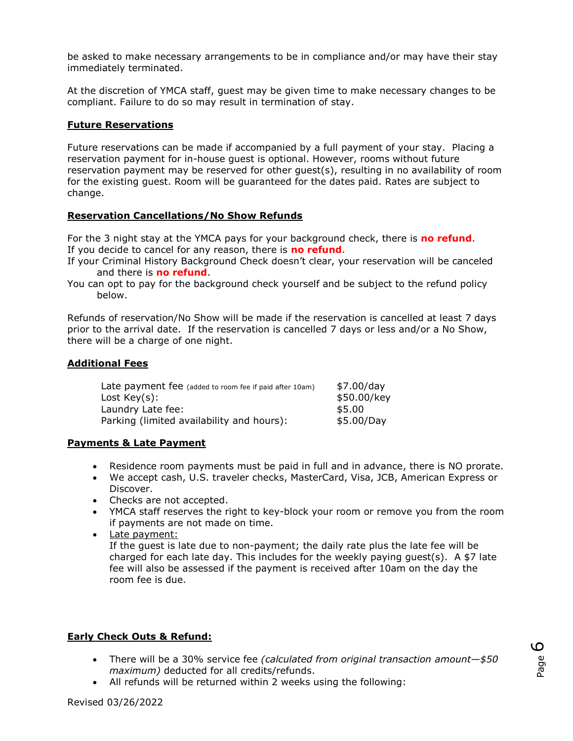be asked to make necessary arrangements to be in compliance and/or may have their stay immediately terminated.

At the discretion of YMCA staff, guest may be given time to make necessary changes to be compliant. Failure to do so may result in termination of stay.

## Future Reservations

Future reservations can be made if accompanied by a full payment of your stay. Placing a reservation payment for in-house guest is optional. However, rooms without future reservation payment may be reserved for other guest(s), resulting in no availability of room for the existing guest. Room will be guaranteed for the dates paid. Rates are subject to change.

## Reservation Cancellations/No Show Refunds

For the 3 night stay at the YMCA pays for your background check, there is **no refund**.
If you decide to cancel for any reason, there is **no refund**.
If your Criminal History Background Check doesn't clear, your reservation will be canceled and there is **no refund**.
You can opt to pay for the background check yourself and be subject to the refund policy below.

Refunds of reservation/No Show will be made if the reservation is cancelled at least 7 days prior to the arrival date. If the reservation is cancelled 7 days or less and/or a No Show, there will be a charge of one night.

## Additional Fees

| | |
|---|---|
| Late payment fee (added to room fee if paid after 10am) | $7.00/day |
| Lost Key(s): | $50.00/key |
| Laundry Late fee: | $5.00 |
| Parking (limited availability and hours): | $5.00/Day |

## Payments & Late Payment

- Residence room payments must be paid in full and in advance, there is NO prorate.
- We accept cash, U.S. traveler checks, MasterCard, Visa, JCB, American Express or Discover.
- Checks are not accepted.
- YMCA staff reserves the right to key-block your room or remove you from the room if payments are not made on time.
- Late payment:
  If the guest is late due to non-payment; the daily rate plus the late fee will be charged for each late day. This includes for the weekly paying guest(s). A $7 late fee will also be assessed if the payment is received after 10am on the day the room fee is due.

## Early Check Outs & Refund:

- There will be a 30% service fee *(calculated from original transaction amount—$50 maximum)* deducted for all credits/refunds.
- All refunds will be returned within 2 weeks using the following:

Revised 03/26/2022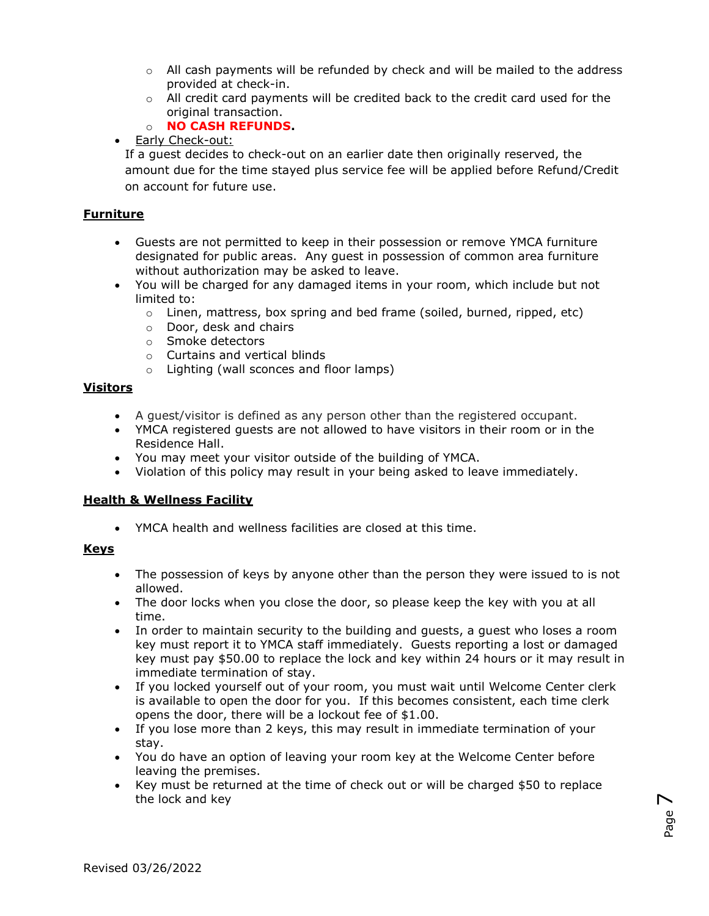- All cash payments will be refunded by check and will be mailed to the address provided at check-in.
  - All credit card payments will be credited back to the credit card used for the original transaction.
  - **NO CASH REFUNDS.**
- Early Check-out:
  If a guest decides to check-out on an earlier date then originally reserved, the amount due for the time stayed plus service fee will be applied before Refund/Credit on account for future use.

## Furniture

- Guests are not permitted to keep in their possession or remove YMCA furniture designated for public areas. Any guest in possession of common area furniture without authorization may be asked to leave.
- You will be charged for any damaged items in your room, which include but not limited to:
  - Linen, mattress, box spring and bed frame (soiled, burned, ripped, etc)
  - Door, desk and chairs
  - Smoke detectors
  - Curtains and vertical blinds
  - Lighting (wall sconces and floor lamps)

## Visitors

- A guest/visitor is defined as any person other than the registered occupant.
- YMCA registered guests are not allowed to have visitors in their room or in the Residence Hall.
- You may meet your visitor outside of the building of YMCA.
- Violation of this policy may result in your being asked to leave immediately.

## Health & Wellness Facility

- YMCA health and wellness facilities are closed at this time.

## Keys

- The possession of keys by anyone other than the person they were issued to is not allowed.
- The door locks when you close the door, so please keep the key with you at all time.
- In order to maintain security to the building and guests, a guest who loses a room key must report it to YMCA staff immediately. Guests reporting a lost or damaged key must pay $50.00 to replace the lock and key within 24 hours or it may result in immediate termination of stay.
- If you locked yourself out of your room, you must wait until Welcome Center clerk is available to open the door for you. If this becomes consistent, each time clerk opens the door, there will be a lockout fee of $1.00.
- If you lose more than 2 keys, this may result in immediate termination of your stay.
- You do have an option of leaving your room key at the Welcome Center before leaving the premises.
- Key must be returned at the time of check out or will be charged $50 to replace the lock and key

Revised 03/26/2022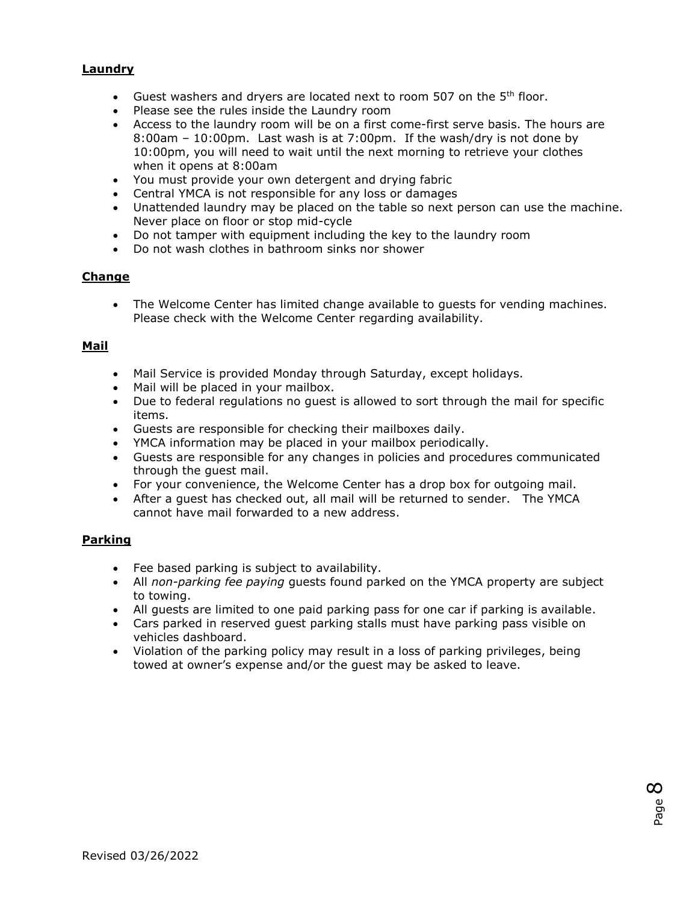**Laundry**

- Guest washers and dryers are located next to room 507 on the 5th floor.
- Please see the rules inside the Laundry room
- Access to the laundry room will be on a first come-first serve basis. The hours are 8:00am – 10:00pm. Last wash is at 7:00pm. If the wash/dry is not done by 10:00pm, you will need to wait until the next morning to retrieve your clothes when it opens at 8:00am
- You must provide your own detergent and drying fabric
- Central YMCA is not responsible for any loss or damages
- Unattended laundry may be placed on the table so next person can use the machine. Never place on floor or stop mid-cycle
- Do not tamper with equipment including the key to the laundry room
- Do not wash clothes in bathroom sinks nor shower

**Change**

- The Welcome Center has limited change available to guests for vending machines. Please check with the Welcome Center regarding availability.

**Mail**

- Mail Service is provided Monday through Saturday, except holidays.
- Mail will be placed in your mailbox.
- Due to federal regulations no guest is allowed to sort through the mail for specific items.
- Guests are responsible for checking their mailboxes daily.
- YMCA information may be placed in your mailbox periodically.
- Guests are responsible for any changes in policies and procedures communicated through the guest mail.
- For your convenience, the Welcome Center has a drop box for outgoing mail.
- After a guest has checked out, all mail will be returned to sender. The YMCA cannot have mail forwarded to a new address.

**Parking**

- Fee based parking is subject to availability.
- All *non-parking fee paying* guests found parked on the YMCA property are subject to towing.
- All guests are limited to one paid parking pass for one car if parking is available.
- Cars parked in reserved guest parking stalls must have parking pass visible on vehicles dashboard.
- Violation of the parking policy may result in a loss of parking privileges, being towed at owner's expense and/or the guest may be asked to leave.

Revised 03/26/2022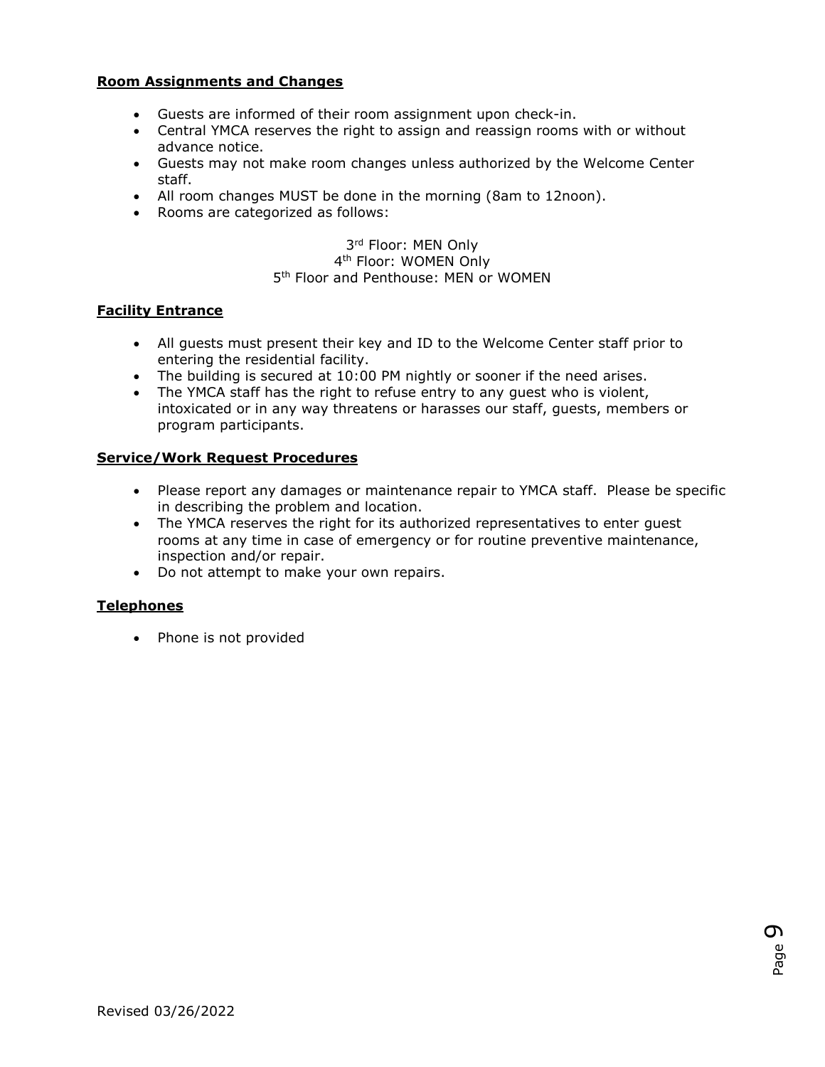**Room Assignments and Changes**

- Guests are informed of their room assignment upon check-in.
- Central YMCA reserves the right to assign and reassign rooms with or without advance notice.
- Guests may not make room changes unless authorized by the Welcome Center staff.
- All room changes MUST be done in the morning (8am to 12noon).
- Rooms are categorized as follows:

3rd Floor: MEN Only
4th Floor: WOMEN Only
5th Floor and Penthouse: MEN or WOMEN

**Facility Entrance**

- All guests must present their key and ID to the Welcome Center staff prior to entering the residential facility.
- The building is secured at 10:00 PM nightly or sooner if the need arises.
- The YMCA staff has the right to refuse entry to any guest who is violent, intoxicated or in any way threatens or harasses our staff, guests, members or program participants.

**Service/Work Request Procedures**

- Please report any damages or maintenance repair to YMCA staff. Please be specific in describing the problem and location.
- The YMCA reserves the right for its authorized representatives to enter guest rooms at any time in case of emergency or for routine preventive maintenance, inspection and/or repair.
- Do not attempt to make your own repairs.

**Telephones**

- Phone is not provided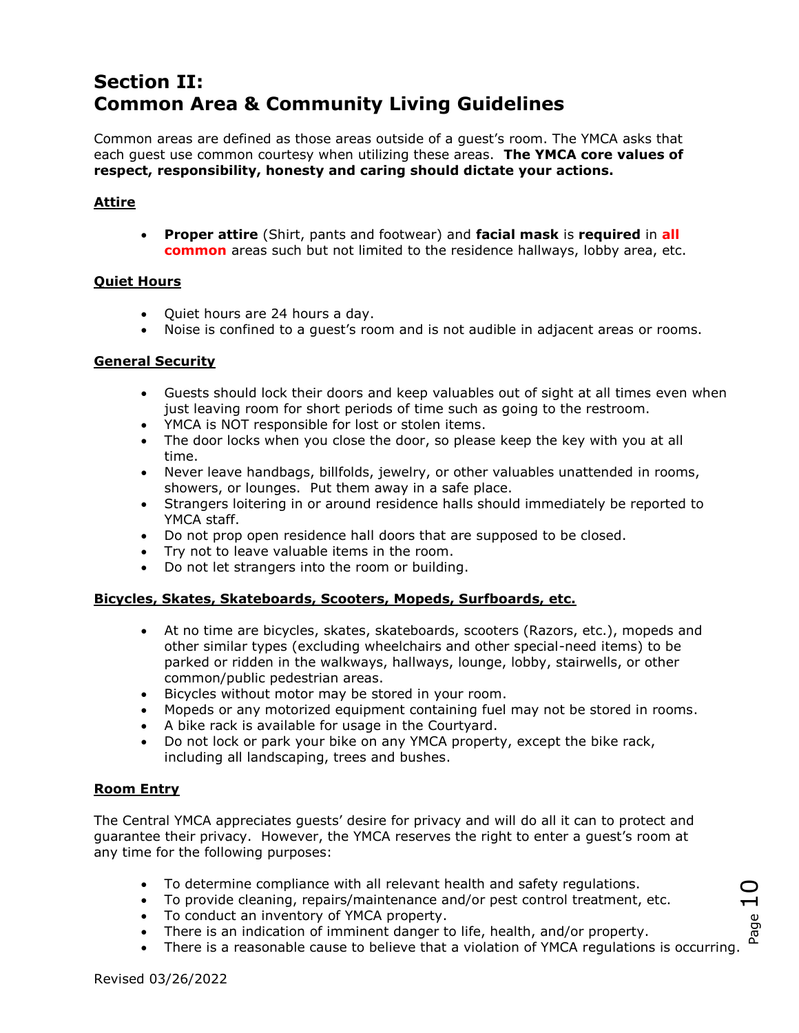# Section II: Common Area & Community Living Guidelines

Common areas are defined as those areas outside of a guest's room. The YMCA asks that each guest use common courtesy when utilizing these areas. **The YMCA core values of respect, responsibility, honesty and caring should dictate your actions.**

## Attire

- **Proper attire** (Shirt, pants and footwear) and **facial mask** is **required** in **all common** areas such but not limited to the residence hallways, lobby area, etc.

## Quiet Hours

- Quiet hours are 24 hours a day.
- Noise is confined to a guest's room and is not audible in adjacent areas or rooms.

## General Security

- Guests should lock their doors and keep valuables out of sight at all times even when just leaving room for short periods of time such as going to the restroom.
- YMCA is NOT responsible for lost or stolen items.
- The door locks when you close the door, so please keep the key with you at all time.
- Never leave handbags, billfolds, jewelry, or other valuables unattended in rooms, showers, or lounges. Put them away in a safe place.
- Strangers loitering in or around residence halls should immediately be reported to YMCA staff.
- Do not prop open residence hall doors that are supposed to be closed.
- Try not to leave valuable items in the room.
- Do not let strangers into the room or building.

## Bicycles, Skates, Skateboards, Scooters, Mopeds, Surfboards, etc.

- At no time are bicycles, skates, skateboards, scooters (Razors, etc.), mopeds and other similar types (excluding wheelchairs and other special-need items) to be parked or ridden in the walkways, hallways, lounge, lobby, stairwells, or other common/public pedestrian areas.
- Bicycles without motor may be stored in your room.
- Mopeds or any motorized equipment containing fuel may not be stored in rooms.
- A bike rack is available for usage in the Courtyard.
- Do not lock or park your bike on any YMCA property, except the bike rack, including all landscaping, trees and bushes.

## Room Entry

The Central YMCA appreciates guests' desire for privacy and will do all it can to protect and guarantee their privacy. However, the YMCA reserves the right to enter a guest's room at any time for the following purposes:

- To determine compliance with all relevant health and safety regulations.
- To provide cleaning, repairs/maintenance and/or pest control treatment, etc.
- To conduct an inventory of YMCA property.
- There is an indication of imminent danger to life, health, and/or property.
- There is a reasonable cause to believe that a violation of YMCA regulations is occurring.

Revised 03/26/2022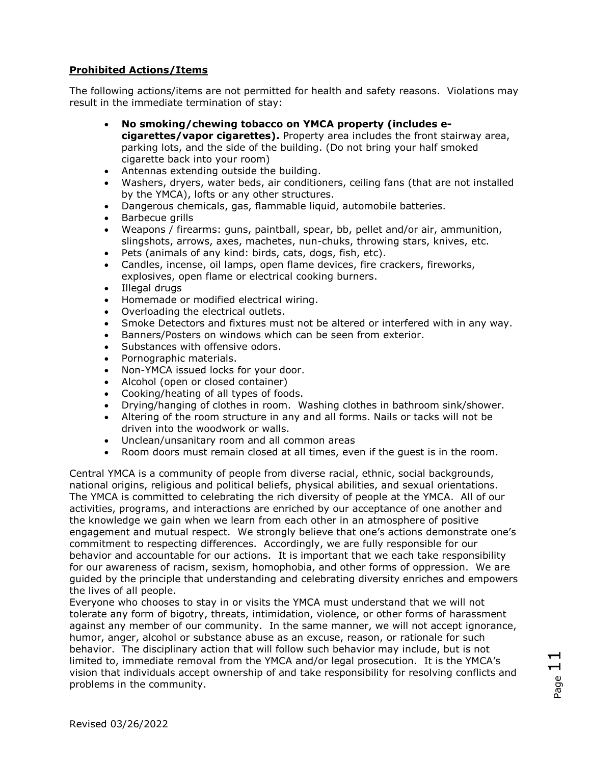**Prohibited Actions/Items**

The following actions/items are not permitted for health and safety reasons. Violations may result in the immediate termination of stay:

- **No smoking/chewing tobacco on YMCA property (includes e-cigarettes/vapor cigarettes).** Property area includes the front stairway area, parking lots, and the side of the building. (Do not bring your half smoked cigarette back into your room)
- Antennas extending outside the building.
- Washers, dryers, water beds, air conditioners, ceiling fans (that are not installed by the YMCA), lofts or any other structures.
- Dangerous chemicals, gas, flammable liquid, automobile batteries.
- Barbecue grills
- Weapons / firearms: guns, paintball, spear, bb, pellet and/or air, ammunition, slingshots, arrows, axes, machetes, nun-chuks, throwing stars, knives, etc.
- Pets (animals of any kind: birds, cats, dogs, fish, etc).
- Candles, incense, oil lamps, open flame devices, fire crackers, fireworks, explosives, open flame or electrical cooking burners.
- Illegal drugs
- Homemade or modified electrical wiring.
- Overloading the electrical outlets.
- Smoke Detectors and fixtures must not be altered or interfered with in any way.
- Banners/Posters on windows which can be seen from exterior.
- Substances with offensive odors.
- Pornographic materials.
- Non-YMCA issued locks for your door.
- Alcohol (open or closed container)
- Cooking/heating of all types of foods.
- Drying/hanging of clothes in room. Washing clothes in bathroom sink/shower.
- Altering of the room structure in any and all forms. Nails or tacks will not be driven into the woodwork or walls.
- Unclean/unsanitary room and all common areas
- Room doors must remain closed at all times, even if the guest is in the room.

Central YMCA is a community of people from diverse racial, ethnic, social backgrounds, national origins, religious and political beliefs, physical abilities, and sexual orientations. The YMCA is committed to celebrating the rich diversity of people at the YMCA. All of our activities, programs, and interactions are enriched by our acceptance of one another and the knowledge we gain when we learn from each other in an atmosphere of positive engagement and mutual respect. We strongly believe that one's actions demonstrate one's commitment to respecting differences. Accordingly, we are fully responsible for our behavior and accountable for our actions. It is important that we each take responsibility for our awareness of racism, sexism, homophobia, and other forms of oppression. We are guided by the principle that understanding and celebrating diversity enriches and empowers the lives of all people.

Everyone who chooses to stay in or visits the YMCA must understand that we will not tolerate any form of bigotry, threats, intimidation, violence, or other forms of harassment against any member of our community. In the same manner, we will not accept ignorance, humor, anger, alcohol or substance abuse as an excuse, reason, or rationale for such behavior. The disciplinary action that will follow such behavior may include, but is not limited to, immediate removal from the YMCA and/or legal prosecution. It is the YMCA's vision that individuals accept ownership of and take responsibility for resolving conflicts and problems in the community.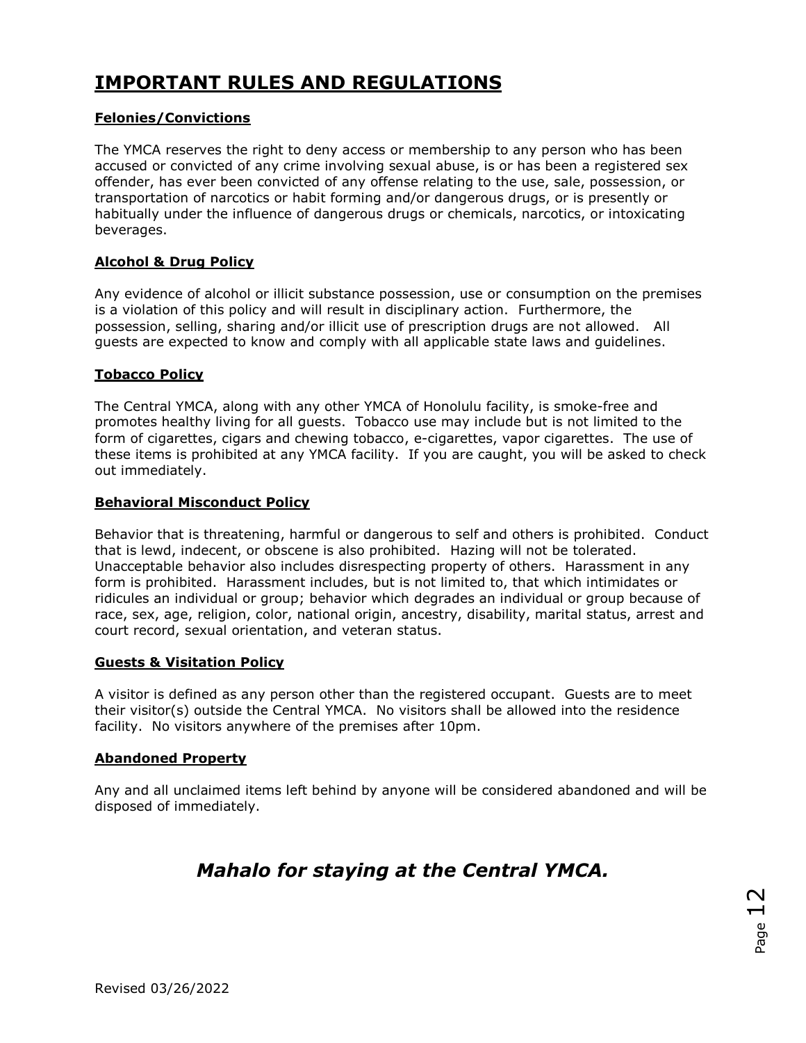# IMPORTANT RULES AND REGULATIONS

## Felonies/Convictions

The YMCA reserves the right to deny access or membership to any person who has been accused or convicted of any crime involving sexual abuse, is or has been a registered sex offender, has ever been convicted of any offense relating to the use, sale, possession, or transportation of narcotics or habit forming and/or dangerous drugs, or is presently or habitually under the influence of dangerous drugs or chemicals, narcotics, or intoxicating beverages.

## Alcohol & Drug Policy

Any evidence of alcohol or illicit substance possession, use or consumption on the premises is a violation of this policy and will result in disciplinary action. Furthermore, the possession, selling, sharing and/or illicit use of prescription drugs are not allowed. All guests are expected to know and comply with all applicable state laws and guidelines.

## Tobacco Policy

The Central YMCA, along with any other YMCA of Honolulu facility, is smoke-free and promotes healthy living for all guests. Tobacco use may include but is not limited to the form of cigarettes, cigars and chewing tobacco, e-cigarettes, vapor cigarettes. The use of these items is prohibited at any YMCA facility. If you are caught, you will be asked to check out immediately.

## Behavioral Misconduct Policy

Behavior that is threatening, harmful or dangerous to self and others is prohibited. Conduct that is lewd, indecent, or obscene is also prohibited. Hazing will not be tolerated. Unacceptable behavior also includes disrespecting property of others. Harassment in any form is prohibited. Harassment includes, but is not limited to, that which intimidates or ridicules an individual or group; behavior which degrades an individual or group because of race, sex, age, religion, color, national origin, ancestry, disability, marital status, arrest and court record, sexual orientation, and veteran status.

## Guests & Visitation Policy

A visitor is defined as any person other than the registered occupant. Guests are to meet their visitor(s) outside the Central YMCA. No visitors shall be allowed into the residence facility. No visitors anywhere of the premises after 10pm.

## Abandoned Property

Any and all unclaimed items left behind by anyone will be considered abandoned and will be disposed of immediately.

***Mahalo for staying at the Central YMCA.***

Revised 03/26/2022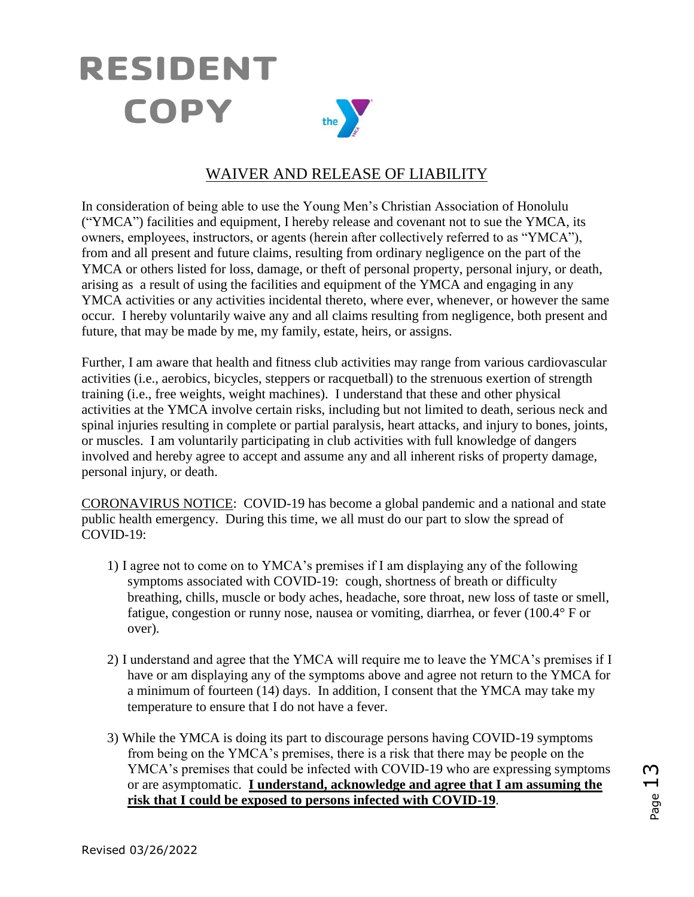# RESIDENT COPY

## WAIVER AND RELEASE OF LIABILITY

In consideration of being able to use the Young Men's Christian Association of Honolulu ("YMCA") facilities and equipment, I hereby release and covenant not to sue the YMCA, its owners, employees, instructors, or agents (herein after collectively referred to as "YMCA"), from and all present and future claims, resulting from ordinary negligence on the part of the YMCA or others listed for loss, damage, or theft of personal property, personal injury, or death, arising as a result of using the facilities and equipment of the YMCA and engaging in any YMCA activities or any activities incidental thereto, where ever, whenever, or however the same occur. I hereby voluntarily waive any and all claims resulting from negligence, both present and future, that may be made by me, my family, estate, heirs, or assigns.

Further, I am aware that health and fitness club activities may range from various cardiovascular activities (i.e., aerobics, bicycles, steppers or racquetball) to the strenuous exertion of strength training (i.e., free weights, weight machines). I understand that these and other physical activities at the YMCA involve certain risks, including but not limited to death, serious neck and spinal injuries resulting in complete or partial paralysis, heart attacks, and injury to bones, joints, or muscles. I am voluntarily participating in club activities with full knowledge of dangers involved and hereby agree to accept and assume any and all inherent risks of property damage, personal injury, or death.

CORONAVIRUS NOTICE: COVID-19 has become a global pandemic and a national and state public health emergency. During this time, we all must do our part to slow the spread of COVID-19:

1) I agree not to come on to YMCA's premises if I am displaying any of the following symptoms associated with COVID-19: cough, shortness of breath or difficulty breathing, chills, muscle or body aches, headache, sore throat, new loss of taste or smell, fatigue, congestion or runny nose, nausea or vomiting, diarrhea, or fever (100.4° F or over).

2) I understand and agree that the YMCA will require me to leave the YMCA's premises if I have or am displaying any of the symptoms above and agree not return to the YMCA for a minimum of fourteen (14) days. In addition, I consent that the YMCA may take my temperature to ensure that I do not have a fever.

3) While the YMCA is doing its part to discourage persons having COVID-19 symptoms from being on the YMCA's premises, there is a risk that there may be people on the YMCA's premises that could be infected with COVID-19 who are expressing symptoms or are asymptomatic. **I understand, acknowledge and agree that I am assuming the risk that I could be exposed to persons infected with COVID-19**.

Revised 03/26/2022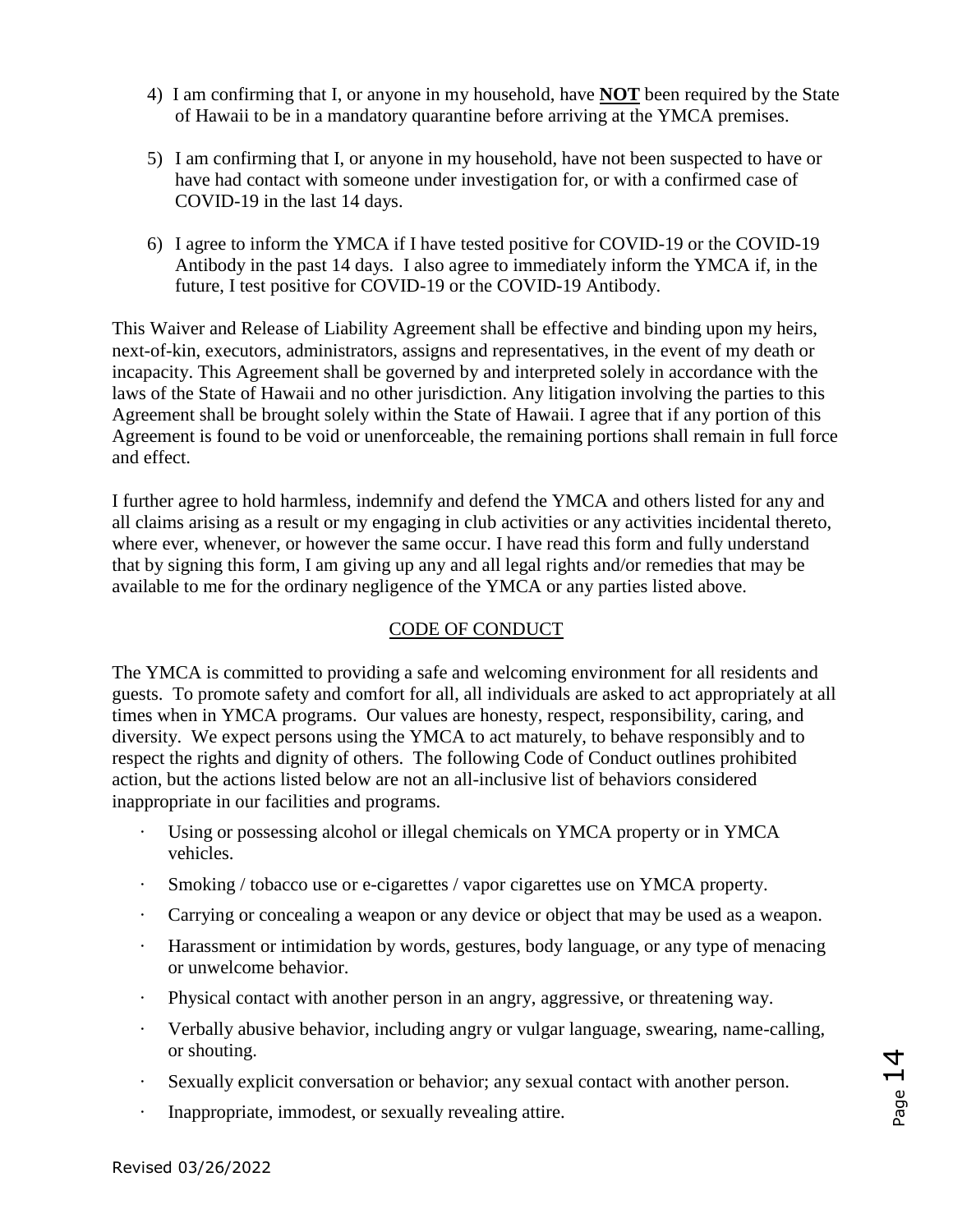4) I am confirming that I, or anyone in my household, have **NOT** been required by the State of Hawaii to be in a mandatory quarantine before arriving at the YMCA premises.

5) I am confirming that I, or anyone in my household, have not been suspected to have or have had contact with someone under investigation for, or with a confirmed case of COVID-19 in the last 14 days.

6) I agree to inform the YMCA if I have tested positive for COVID-19 or the COVID-19 Antibody in the past 14 days. I also agree to immediately inform the YMCA if, in the future, I test positive for COVID-19 or the COVID-19 Antibody.

This Waiver and Release of Liability Agreement shall be effective and binding upon my heirs, next-of-kin, executors, administrators, assigns and representatives, in the event of my death or incapacity. This Agreement shall be governed by and interpreted solely in accordance with the laws of the State of Hawaii and no other jurisdiction. Any litigation involving the parties to this Agreement shall be brought solely within the State of Hawaii. I agree that if any portion of this Agreement is found to be void or unenforceable, the remaining portions shall remain in full force and effect.

I further agree to hold harmless, indemnify and defend the YMCA and others listed for any and all claims arising as a result or my engaging in club activities or any activities incidental thereto, where ever, whenever, or however the same occur. I have read this form and fully understand that by signing this form, I am giving up any and all legal rights and/or remedies that may be available to me for the ordinary negligence of the YMCA or any parties listed above.

## CODE OF CONDUCT

The YMCA is committed to providing a safe and welcoming environment for all residents and guests. To promote safety and comfort for all, all individuals are asked to act appropriately at all times when in YMCA programs. Our values are honesty, respect, responsibility, caring, and diversity. We expect persons using the YMCA to act maturely, to behave responsibly and to respect the rights and dignity of others. The following Code of Conduct outlines prohibited action, but the actions listed below are not an all-inclusive list of behaviors considered inappropriate in our facilities and programs.

- Using or possessing alcohol or illegal chemicals on YMCA property or in YMCA vehicles.
- Smoking / tobacco use or e-cigarettes / vapor cigarettes use on YMCA property.
- Carrying or concealing a weapon or any device or object that may be used as a weapon.
- Harassment or intimidation by words, gestures, body language, or any type of menacing or unwelcome behavior.
- Physical contact with another person in an angry, aggressive, or threatening way.
- Verbally abusive behavior, including angry or vulgar language, swearing, name-calling, or shouting.
- Sexually explicit conversation or behavior; any sexual contact with another person.
- Inappropriate, immodest, or sexually revealing attire.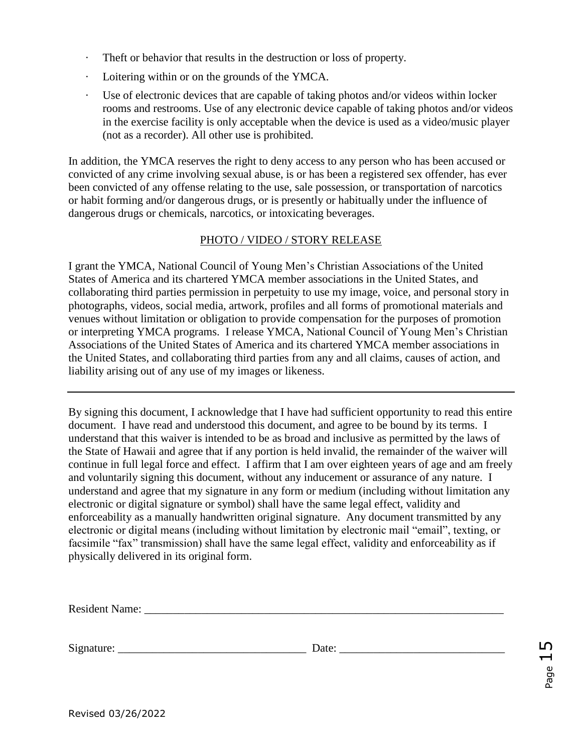- Theft or behavior that results in the destruction or loss of property.
- Loitering within or on the grounds of the YMCA.
- Use of electronic devices that are capable of taking photos and/or videos within locker rooms and restrooms. Use of any electronic device capable of taking photos and/or videos in the exercise facility is only acceptable when the device is used as a video/music player (not as a recorder). All other use is prohibited.

In addition, the YMCA reserves the right to deny access to any person who has been accused or convicted of any crime involving sexual abuse, is or has been a registered sex offender, has ever been convicted of any offense relating to the use, sale possession, or transportation of narcotics or habit forming and/or dangerous drugs, or is presently or habitually under the influence of dangerous drugs or chemicals, narcotics, or intoxicating beverages.

## PHOTO / VIDEO / STORY RELEASE

I grant the YMCA, National Council of Young Men's Christian Associations of the United States of America and its chartered YMCA member associations in the United States, and collaborating third parties permission in perpetuity to use my image, voice, and personal story in photographs, videos, social media, artwork, profiles and all forms of promotional materials and venues without limitation or obligation to provide compensation for the purposes of promotion or interpreting YMCA programs. I release YMCA, National Council of Young Men's Christian Associations of the United States of America and its chartered YMCA member associations in the United States, and collaborating third parties from any and all claims, causes of action, and liability arising out of any use of my images or likeness.

---

By signing this document, I acknowledge that I have had sufficient opportunity to read this entire document. I have read and understood this document, and agree to be bound by its terms. I understand that this waiver is intended to be as broad and inclusive as permitted by the laws of the State of Hawaii and agree that if any portion is held invalid, the remainder of the waiver will continue in full legal force and effect. I affirm that I am over eighteen years of age and am freely and voluntarily signing this document, without any inducement or assurance of any nature. I understand and agree that my signature in any form or medium (including without limitation any electronic or digital signature or symbol) shall have the same legal effect, validity and enforceability as a manually handwritten original signature. Any document transmitted by any electronic or digital means (including without limitation by electronic mail "email", texting, or facsimile "fax" transmission) shall have the same legal effect, validity and enforceability as if physically delivered in its original form.

Resident Name: ___________________________________________________________________

Signature: _________________________________ Date: _____________________________

Revised 03/26/2022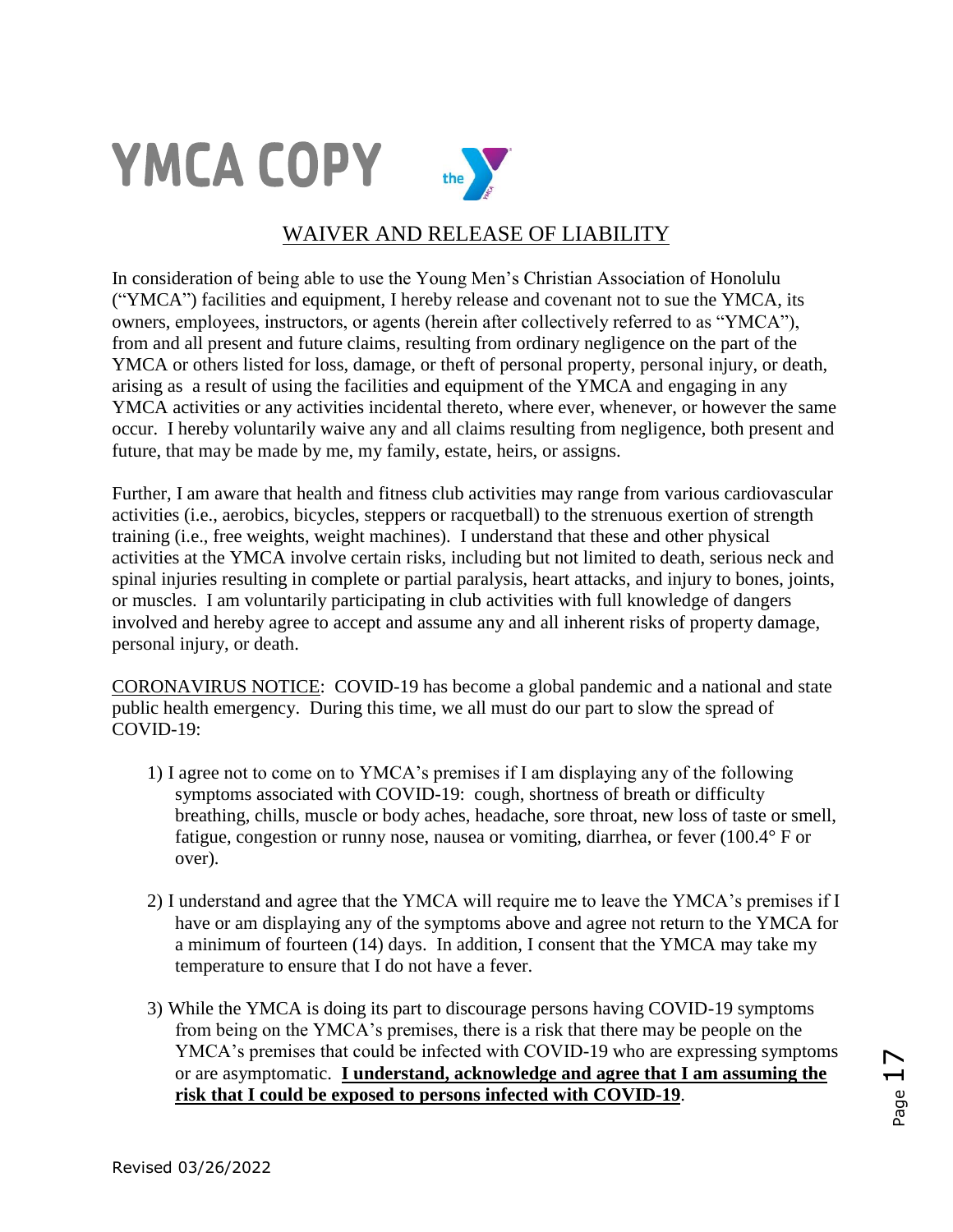# YMCA COPY

## WAIVER AND RELEASE OF LIABILITY

In consideration of being able to use the Young Men's Christian Association of Honolulu ("YMCA") facilities and equipment, I hereby release and covenant not to sue the YMCA, its owners, employees, instructors, or agents (herein after collectively referred to as "YMCA"), from and all present and future claims, resulting from ordinary negligence on the part of the YMCA or others listed for loss, damage, or theft of personal property, personal injury, or death, arising as a result of using the facilities and equipment of the YMCA and engaging in any YMCA activities or any activities incidental thereto, where ever, whenever, or however the same occur. I hereby voluntarily waive any and all claims resulting from negligence, both present and future, that may be made by me, my family, estate, heirs, or assigns.

Further, I am aware that health and fitness club activities may range from various cardiovascular activities (i.e., aerobics, bicycles, steppers or racquetball) to the strenuous exertion of strength training (i.e., free weights, weight machines). I understand that these and other physical activities at the YMCA involve certain risks, including but not limited to death, serious neck and spinal injuries resulting in complete or partial paralysis, heart attacks, and injury to bones, joints, or muscles. I am voluntarily participating in club activities with full knowledge of dangers involved and hereby agree to accept and assume any and all inherent risks of property damage, personal injury, or death.

CORONAVIRUS NOTICE: COVID-19 has become a global pandemic and a national and state public health emergency. During this time, we all must do our part to slow the spread of COVID-19:

1) I agree not to come on to YMCA's premises if I am displaying any of the following symptoms associated with COVID-19: cough, shortness of breath or difficulty breathing, chills, muscle or body aches, headache, sore throat, new loss of taste or smell, fatigue, congestion or runny nose, nausea or vomiting, diarrhea, or fever (100.4° F or over).

2) I understand and agree that the YMCA will require me to leave the YMCA's premises if I have or am displaying any of the symptoms above and agree not return to the YMCA for a minimum of fourteen (14) days. In addition, I consent that the YMCA may take my temperature to ensure that I do not have a fever.

3) While the YMCA is doing its part to discourage persons having COVID-19 symptoms from being on the YMCA's premises, there is a risk that there may be people on the YMCA's premises that could be infected with COVID-19 who are expressing symptoms or are asymptomatic. **I understand, acknowledge and agree that I am assuming the risk that I could be exposed to persons infected with COVID-19**.

Revised 03/26/2022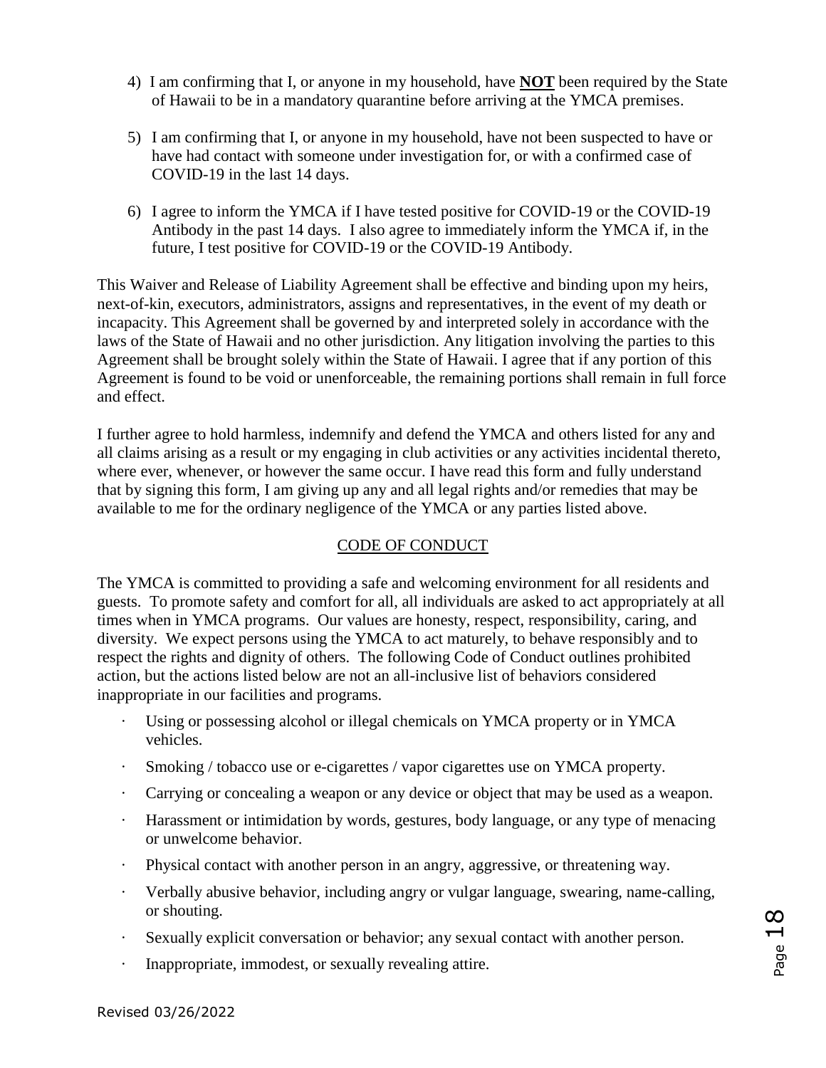4) I am confirming that I, or anyone in my household, have **NOT** been required by the State of Hawaii to be in a mandatory quarantine before arriving at the YMCA premises.

5) I am confirming that I, or anyone in my household, have not been suspected to have or have had contact with someone under investigation for, or with a confirmed case of COVID-19 in the last 14 days.

6) I agree to inform the YMCA if I have tested positive for COVID-19 or the COVID-19 Antibody in the past 14 days. I also agree to immediately inform the YMCA if, in the future, I test positive for COVID-19 or the COVID-19 Antibody.

This Waiver and Release of Liability Agreement shall be effective and binding upon my heirs, next-of-kin, executors, administrators, assigns and representatives, in the event of my death or incapacity. This Agreement shall be governed by and interpreted solely in accordance with the laws of the State of Hawaii and no other jurisdiction. Any litigation involving the parties to this Agreement shall be brought solely within the State of Hawaii. I agree that if any portion of this Agreement is found to be void or unenforceable, the remaining portions shall remain in full force and effect.

I further agree to hold harmless, indemnify and defend the YMCA and others listed for any and all claims arising as a result or my engaging in club activities or any activities incidental thereto, where ever, whenever, or however the same occur. I have read this form and fully understand that by signing this form, I am giving up any and all legal rights and/or remedies that may be available to me for the ordinary negligence of the YMCA or any parties listed above.

## CODE OF CONDUCT

The YMCA is committed to providing a safe and welcoming environment for all residents and guests. To promote safety and comfort for all, all individuals are asked to act appropriately at all times when in YMCA programs. Our values are honesty, respect, responsibility, caring, and diversity. We expect persons using the YMCA to act maturely, to behave responsibly and to respect the rights and dignity of others. The following Code of Conduct outlines prohibited action, but the actions listed below are not an all-inclusive list of behaviors considered inappropriate in our facilities and programs.

- Using or possessing alcohol or illegal chemicals on YMCA property or in YMCA vehicles.
- Smoking / tobacco use or e-cigarettes / vapor cigarettes use on YMCA property.
- Carrying or concealing a weapon or any device or object that may be used as a weapon.
- Harassment or intimidation by words, gestures, body language, or any type of menacing or unwelcome behavior.
- Physical contact with another person in an angry, aggressive, or threatening way.
- Verbally abusive behavior, including angry or vulgar language, swearing, name-calling, or shouting.
- Sexually explicit conversation or behavior; any sexual contact with another person.
- Inappropriate, immodest, or sexually revealing attire.

Revised 03/26/2022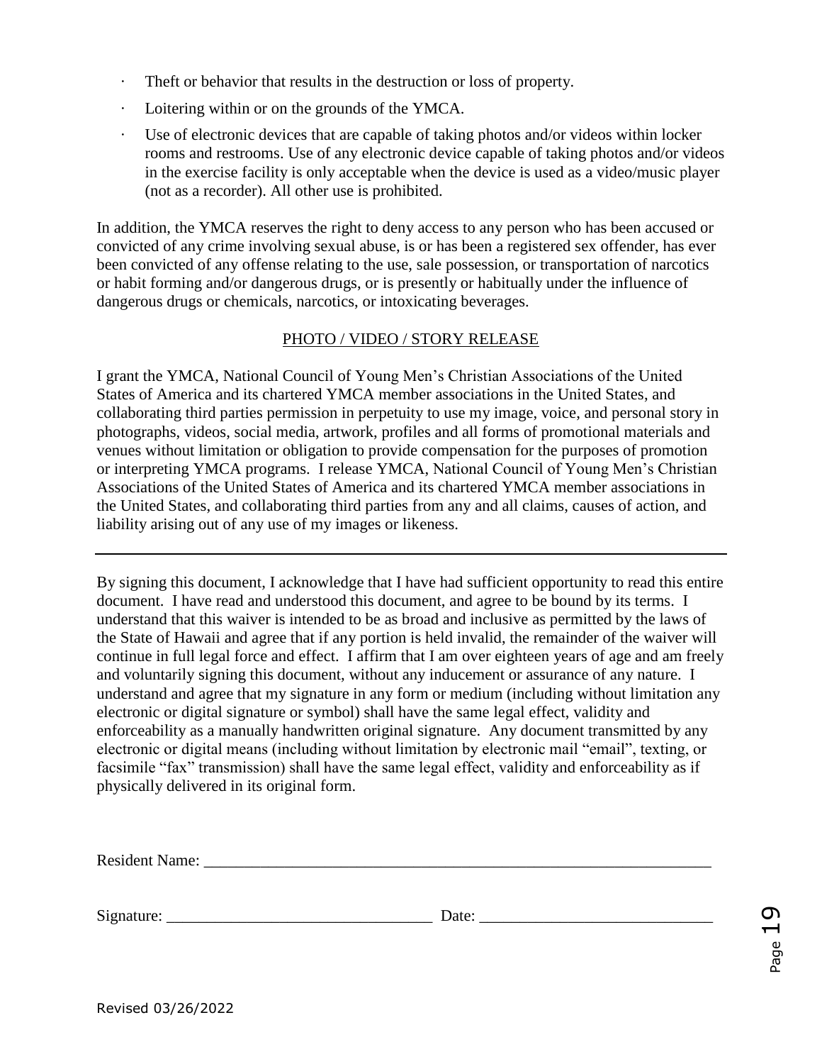- Theft or behavior that results in the destruction or loss of property.
- Loitering within or on the grounds of the YMCA.
- Use of electronic devices that are capable of taking photos and/or videos within locker rooms and restrooms. Use of any electronic device capable of taking photos and/or videos in the exercise facility is only acceptable when the device is used as a video/music player (not as a recorder). All other use is prohibited.

In addition, the YMCA reserves the right to deny access to any person who has been accused or convicted of any crime involving sexual abuse, is or has been a registered sex offender, has ever been convicted of any offense relating to the use, sale possession, or transportation of narcotics or habit forming and/or dangerous drugs, or is presently or habitually under the influence of dangerous drugs or chemicals, narcotics, or intoxicating beverages.

## PHOTO / VIDEO / STORY RELEASE

I grant the YMCA, National Council of Young Men's Christian Associations of the United States of America and its chartered YMCA member associations in the United States, and collaborating third parties permission in perpetuity to use my image, voice, and personal story in photographs, videos, social media, artwork, profiles and all forms of promotional materials and venues without limitation or obligation to provide compensation for the purposes of promotion or interpreting YMCA programs. I release YMCA, National Council of Young Men's Christian Associations of the United States of America and its chartered YMCA member associations in the United States, and collaborating third parties from any and all claims, causes of action, and liability arising out of any use of my images or likeness.

---

By signing this document, I acknowledge that I have had sufficient opportunity to read this entire document. I have read and understood this document, and agree to be bound by its terms. I understand that this waiver is intended to be as broad and inclusive as permitted by the laws of the State of Hawaii and agree that if any portion is held invalid, the remainder of the waiver will continue in full legal force and effect. I affirm that I am over eighteen years of age and am freely and voluntarily signing this document, without any inducement or assurance of any nature. I understand and agree that my signature in any form or medium (including without limitation any electronic or digital signature or symbol) shall have the same legal effect, validity and enforceability as a manually handwritten original signature. Any document transmitted by any electronic or digital means (including without limitation by electronic mail "email", texting, or facsimile "fax" transmission) shall have the same legal effect, validity and enforceability as if physically delivered in its original form.

Resident Name: ___________________________________________________________________

Signature: _________________________________ Date: _____________________________

Revised 03/26/2022